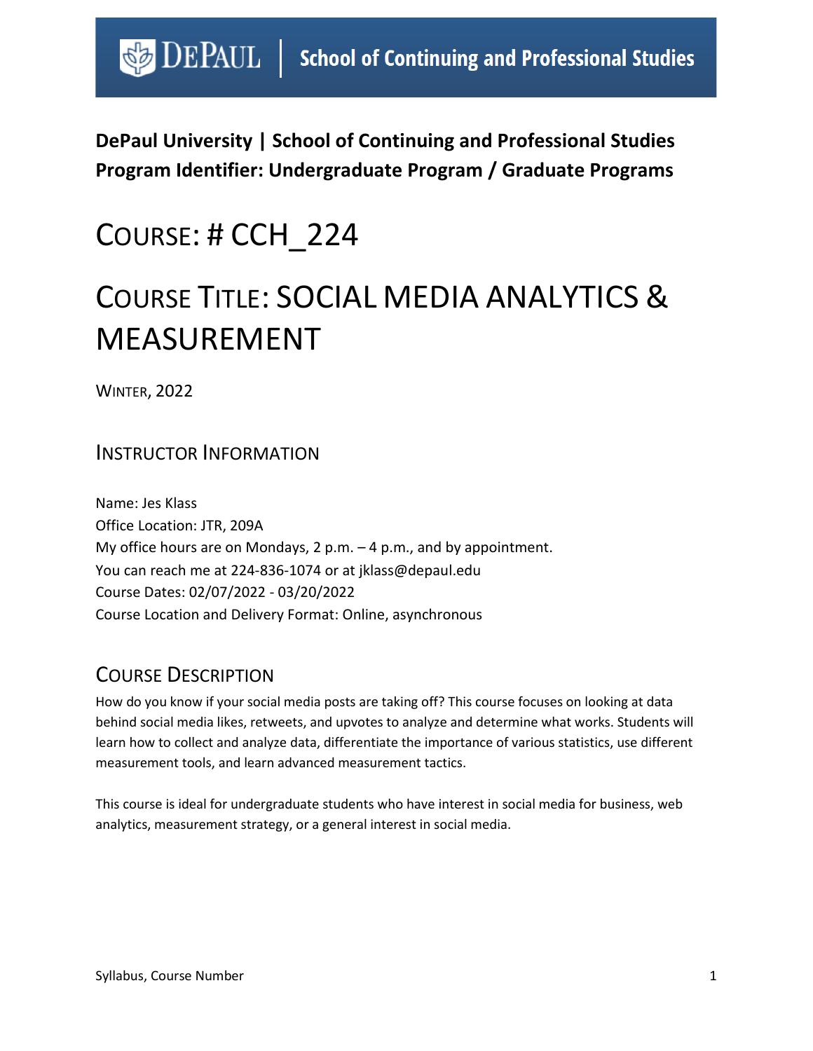**DePaul University | School of Continuing and Professional Studies**
**Program Identifier: Undergraduate Program / Graduate Programs**

# COURSE: # CCH_224

# COURSE TITLE: SOCIAL MEDIA ANALYTICS & MEASUREMENT

WINTER, 2022

## INSTRUCTOR INFORMATION

Name: Jes Klass
Office Location: JTR, 209A
My office hours are on Mondays, 2 p.m. – 4 p.m., and by appointment.
You can reach me at 224-836-1074 or at jklass@depaul.edu
Course Dates: 02/07/2022 - 03/20/2022
Course Location and Delivery Format: Online, asynchronous

## COURSE DESCRIPTION

How do you know if your social media posts are taking off? This course focuses on looking at data behind social media likes, retweets, and upvotes to analyze and determine what works. Students will learn how to collect and analyze data, differentiate the importance of various statistics, use different measurement tools, and learn advanced measurement tactics.

This course is ideal for undergraduate students who have interest in social media for business, web analytics, measurement strategy, or a general interest in social media.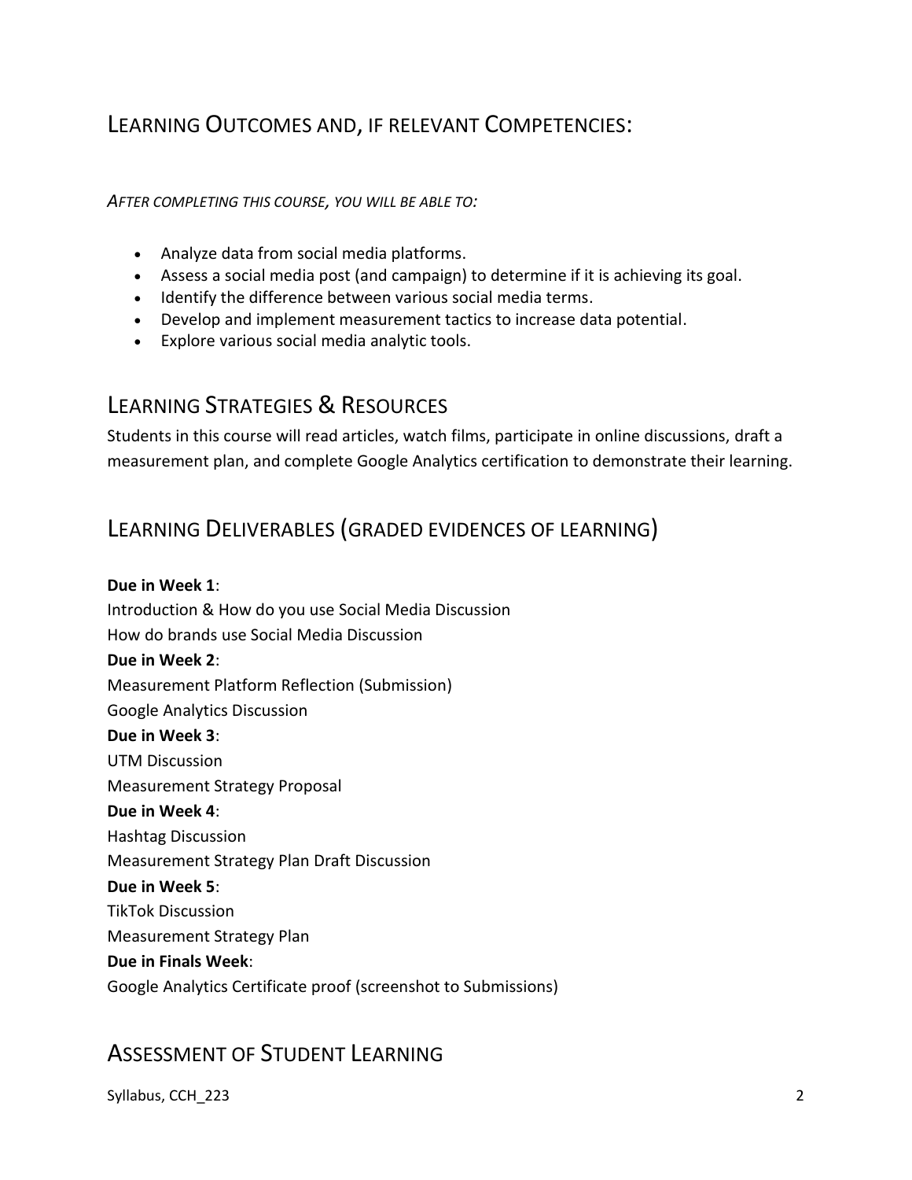## Learning Outcomes and, if relevant Competencies:

*After completing this course, you will be able to:*

- Analyze data from social media platforms.
- Assess a social media post (and campaign) to determine if it is achieving its goal.
- Identify the difference between various social media terms.
- Develop and implement measurement tactics to increase data potential.
- Explore various social media analytic tools.

## Learning Strategies & Resources

Students in this course will read articles, watch films, participate in online discussions, draft a measurement plan, and complete Google Analytics certification to demonstrate their learning.

## Learning Deliverables (graded evidences of learning)

**Due in Week 1**:
Introduction & How do you use Social Media Discussion
How do brands use Social Media Discussion
**Due in Week 2**:
Measurement Platform Reflection (Submission)
Google Analytics Discussion
**Due in Week 3**:
UTM Discussion
Measurement Strategy Proposal
**Due in Week 4**:
Hashtag Discussion
Measurement Strategy Plan Draft Discussion
**Due in Week 5**:
TikTok Discussion
Measurement Strategy Plan
**Due in Finals Week**:
Google Analytics Certificate proof (screenshot to Submissions)

## Assessment of Student Learning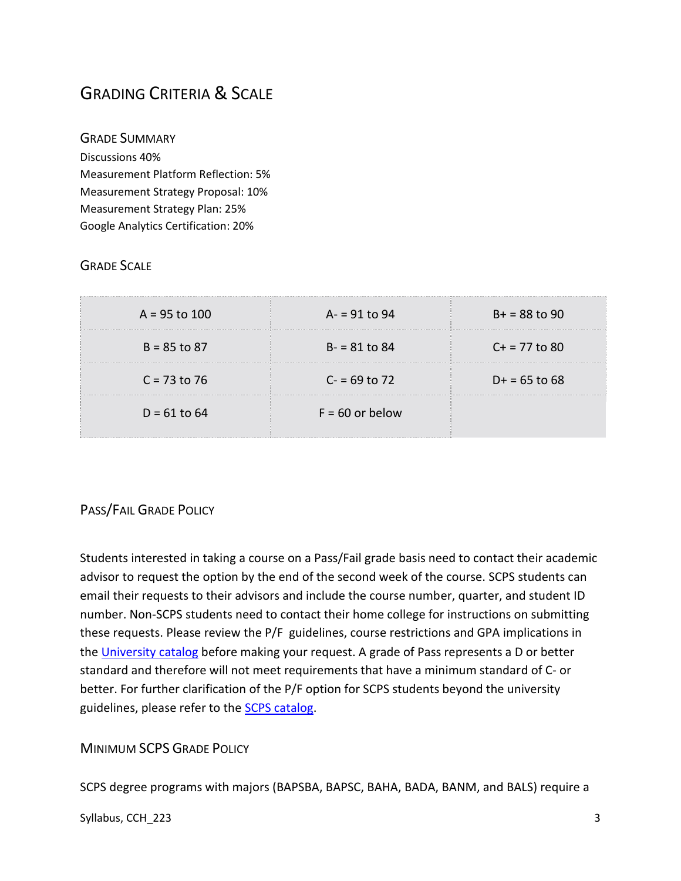## Grading Criteria & Scale

### Grade Summary

Discussions 40%
Measurement Platform Reflection: 5%
Measurement Strategy Proposal: 10%
Measurement Strategy Plan: 25%
Google Analytics Certification: 20%

### Grade Scale

| | | |
|---|---|---|
| A = 95 to 100 | A- = 91 to 94 | B+ = 88 to 90 |
| B = 85 to 87 | B- = 81 to 84 | C+ = 77 to 80 |
| C = 73 to 76 | C- = 69 to 72 | D+ = 65 to 68 |
| D = 61 to 64 | F = 60 or below | |

### Pass/Fail Grade Policy

Students interested in taking a course on a Pass/Fail grade basis need to contact their academic advisor to request the option by the end of the second week of the course. SCPS students can email their requests to their advisors and include the course number, quarter, and student ID number. Non-SCPS students need to contact their home college for instructions on submitting these requests. Please review the P/F guidelines, course restrictions and GPA implications in the University catalog before making your request. A grade of Pass represents a D or better standard and therefore will not meet requirements that have a minimum standard of C- or better. For further clarification of the P/F option for SCPS students beyond the university guidelines, please refer to the SCPS catalog.

### Minimum SCPS Grade Policy

SCPS degree programs with majors (BAPSBA, BAPSC, BAHA, BADA, BANM, and BALS) require a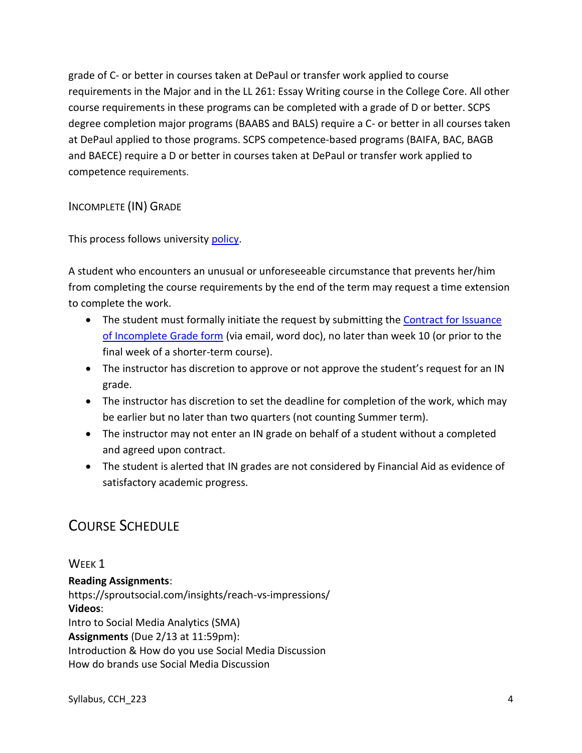grade of C- or better in courses taken at DePaul or transfer work applied to course requirements in the Major and in the LL 261: Essay Writing course in the College Core. All other course requirements in these programs can be completed with a grade of D or better. SCPS degree completion major programs (BAABS and BALS) require a C- or better in all courses taken at DePaul applied to those programs. SCPS competence-based programs (BAIFA, BAC, BAGB and BAECE) require a D or better in courses taken at DePaul or transfer work applied to competence requirements.

### Incomplete (IN) Grade

This process follows university policy.

A student who encounters an unusual or unforeseeable circumstance that prevents her/him from completing the course requirements by the end of the term may request a time extension to complete the work.

- The student must formally initiate the request by submitting the Contract for Issuance of Incomplete Grade form (via email, word doc), no later than week 10 (or prior to the final week of a shorter-term course).
- The instructor has discretion to approve or not approve the student's request for an IN grade.
- The instructor has discretion to set the deadline for completion of the work, which may be earlier but no later than two quarters (not counting Summer term).
- The instructor may not enter an IN grade on behalf of a student without a completed and agreed upon contract.
- The student is alerted that IN grades are not considered by Financial Aid as evidence of satisfactory academic progress.

## Course Schedule

### Week 1

**Reading Assignments**:
https://sproutsocial.com/insights/reach-vs-impressions/
**Videos**:
Intro to Social Media Analytics (SMA)
**Assignments** (Due 2/13 at 11:59pm):
Introduction & How do you use Social Media Discussion
How do brands use Social Media Discussion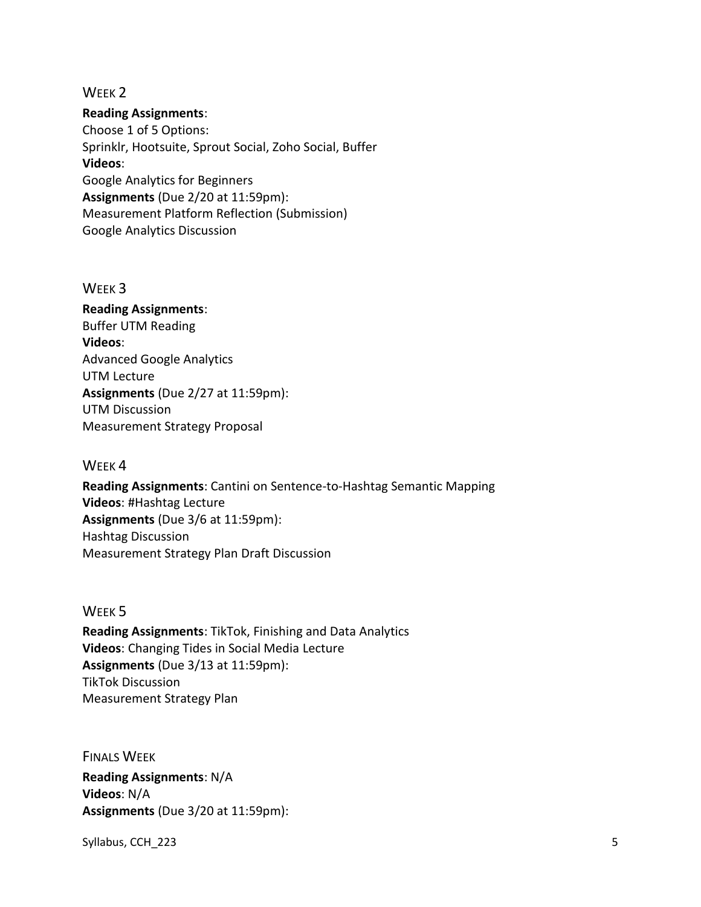### Week 2

**Reading Assignments**:
Choose 1 of 5 Options:
Sprinklr, Hootsuite, Sprout Social, Zoho Social, Buffer
**Videos**:
Google Analytics for Beginners
**Assignments** (Due 2/20 at 11:59pm):
Measurement Platform Reflection (Submission)
Google Analytics Discussion

### Week 3

**Reading Assignments**:
Buffer UTM Reading
**Videos**:
Advanced Google Analytics
UTM Lecture
**Assignments** (Due 2/27 at 11:59pm):
UTM Discussion
Measurement Strategy Proposal

### Week 4

**Reading Assignments**: Cantini on Sentence-to-Hashtag Semantic Mapping
**Videos**: #Hashtag Lecture
**Assignments** (Due 3/6 at 11:59pm):
Hashtag Discussion
Measurement Strategy Plan Draft Discussion

### Week 5

**Reading Assignments**: TikTok, Finishing and Data Analytics
**Videos**: Changing Tides in Social Media Lecture
**Assignments** (Due 3/13 at 11:59pm):
TikTok Discussion
Measurement Strategy Plan

### Finals Week

**Reading Assignments**: N/A
**Videos**: N/A
**Assignments** (Due 3/20 at 11:59pm):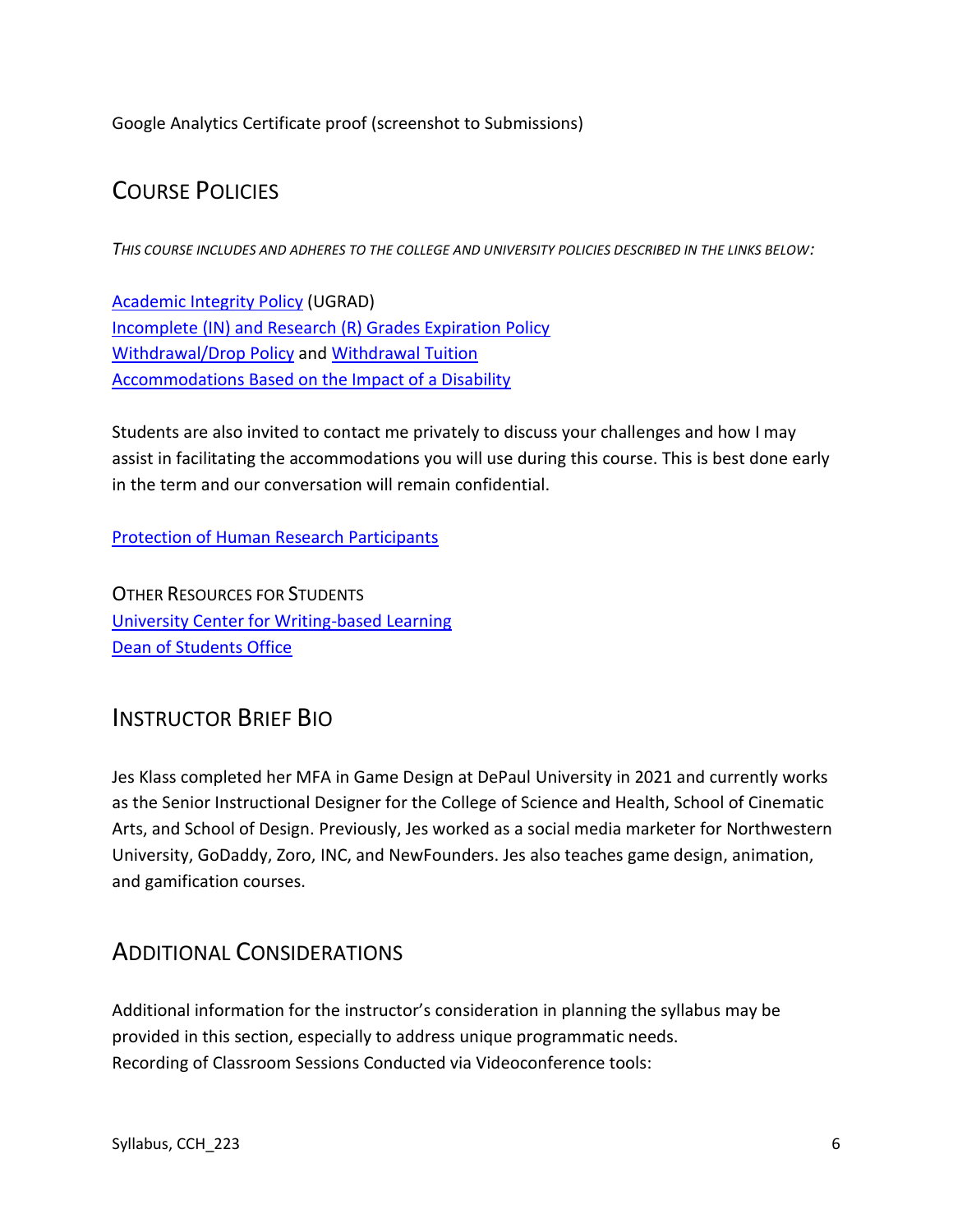Google Analytics Certificate proof (screenshot to Submissions)

## Course Policies

*This course includes and adheres to the college and university policies described in the links below:*

Academic Integrity Policy (UGRAD)
Incomplete (IN) and Research (R) Grades Expiration Policy
Withdrawal/Drop Policy and Withdrawal Tuition
Accommodations Based on the Impact of a Disability

Students are also invited to contact me privately to discuss your challenges and how I may assist in facilitating the accommodations you will use during this course. This is best done early in the term and our conversation will remain confidential.

Protection of Human Research Participants

Other Resources for Students
University Center for Writing-based Learning
Dean of Students Office

## Instructor Brief Bio

Jes Klass completed her MFA in Game Design at DePaul University in 2021 and currently works as the Senior Instructional Designer for the College of Science and Health, School of Cinematic Arts, and School of Design. Previously, Jes worked as a social media marketer for Northwestern University, GoDaddy, Zoro, INC, and NewFounders. Jes also teaches game design, animation, and gamification courses.

## Additional Considerations

Additional information for the instructor's consideration in planning the syllabus may be provided in this section, especially to address unique programmatic needs.
Recording of Classroom Sessions Conducted via Videoconference tools: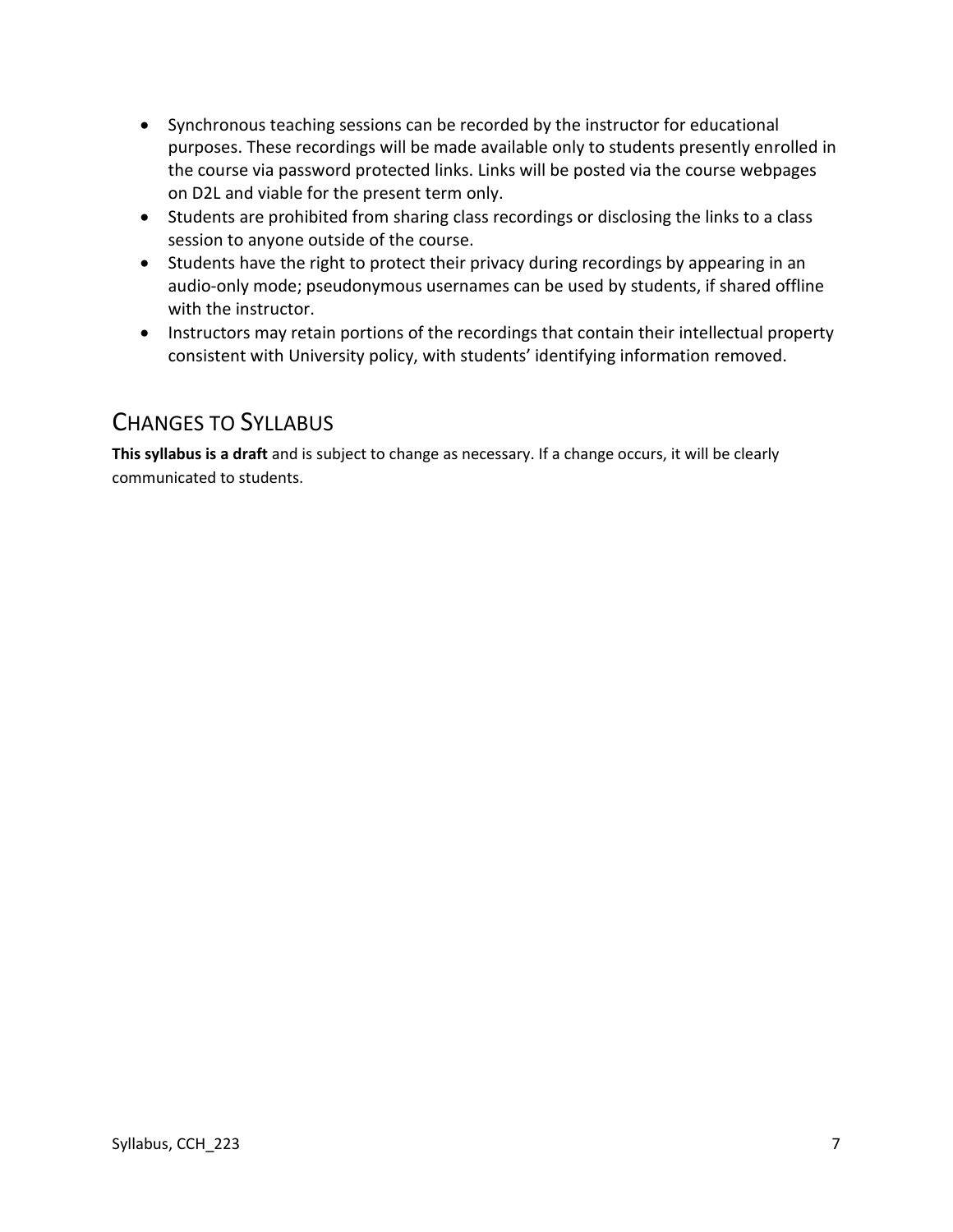- Synchronous teaching sessions can be recorded by the instructor for educational purposes. These recordings will be made available only to students presently enrolled in the course via password protected links. Links will be posted via the course webpages on D2L and viable for the present term only.
- Students are prohibited from sharing class recordings or disclosing the links to a class session to anyone outside of the course.
- Students have the right to protect their privacy during recordings by appearing in an audio-only mode; pseudonymous usernames can be used by students, if shared offline with the instructor.
- Instructors may retain portions of the recordings that contain their intellectual property consistent with University policy, with students' identifying information removed.

## CHANGES TO SYLLABUS

**This syllabus is a draft** and is subject to change as necessary. If a change occurs, it will be clearly communicated to students.